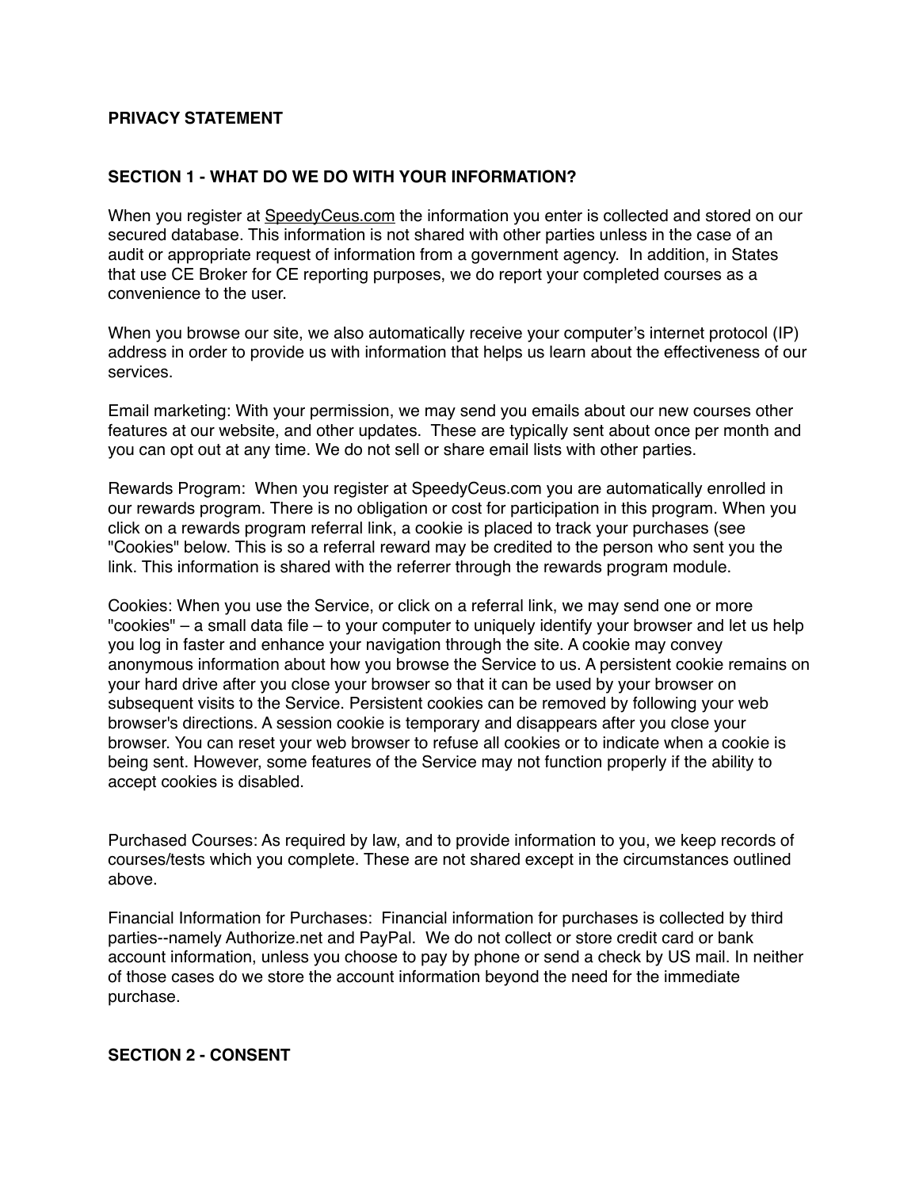**PRIVACY STATEMENT**

**SECTION 1 - WHAT DO WE DO WITH YOUR INFORMATION?**

When you register at SpeedyCeus.com the information you enter is collected and stored on our secured database. This information is not shared with other parties unless in the case of an audit or appropriate request of information from a government agency. In addition, in States that use CE Broker for CE reporting purposes, we do report your completed courses as a convenience to the user.

When you browse our site, we also automatically receive your computer's internet protocol (IP) address in order to provide us with information that helps us learn about the effectiveness of our services.

Email marketing: With your permission, we may send you emails about our new courses other features at our website, and other updates. These are typically sent about once per month and you can opt out at any time. We do not sell or share email lists with other parties.

Rewards Program: When you register at SpeedyCeus.com you are automatically enrolled in our rewards program. There is no obligation or cost for participation in this program. When you click on a rewards program referral link, a cookie is placed to track your purchases (see "Cookies" below. This is so a referral reward may be credited to the person who sent you the link. This information is shared with the referrer through the rewards program module.

Cookies: When you use the Service, or click on a referral link, we may send one or more "cookies" – a small data file – to your computer to uniquely identify your browser and let us help you log in faster and enhance your navigation through the site. A cookie may convey anonymous information about how you browse the Service to us. A persistent cookie remains on your hard drive after you close your browser so that it can be used by your browser on subsequent visits to the Service. Persistent cookies can be removed by following your web browser's directions. A session cookie is temporary and disappears after you close your browser. You can reset your web browser to refuse all cookies or to indicate when a cookie is being sent. However, some features of the Service may not function properly if the ability to accept cookies is disabled.

Purchased Courses: As required by law, and to provide information to you, we keep records of courses/tests which you complete. These are not shared except in the circumstances outlined above.

Financial Information for Purchases: Financial information for purchases is collected by third parties--namely Authorize.net and PayPal. We do not collect or store credit card or bank account information, unless you choose to pay by phone or send a check by US mail. In neither of those cases do we store the account information beyond the need for the immediate purchase.

**SECTION 2 - CONSENT**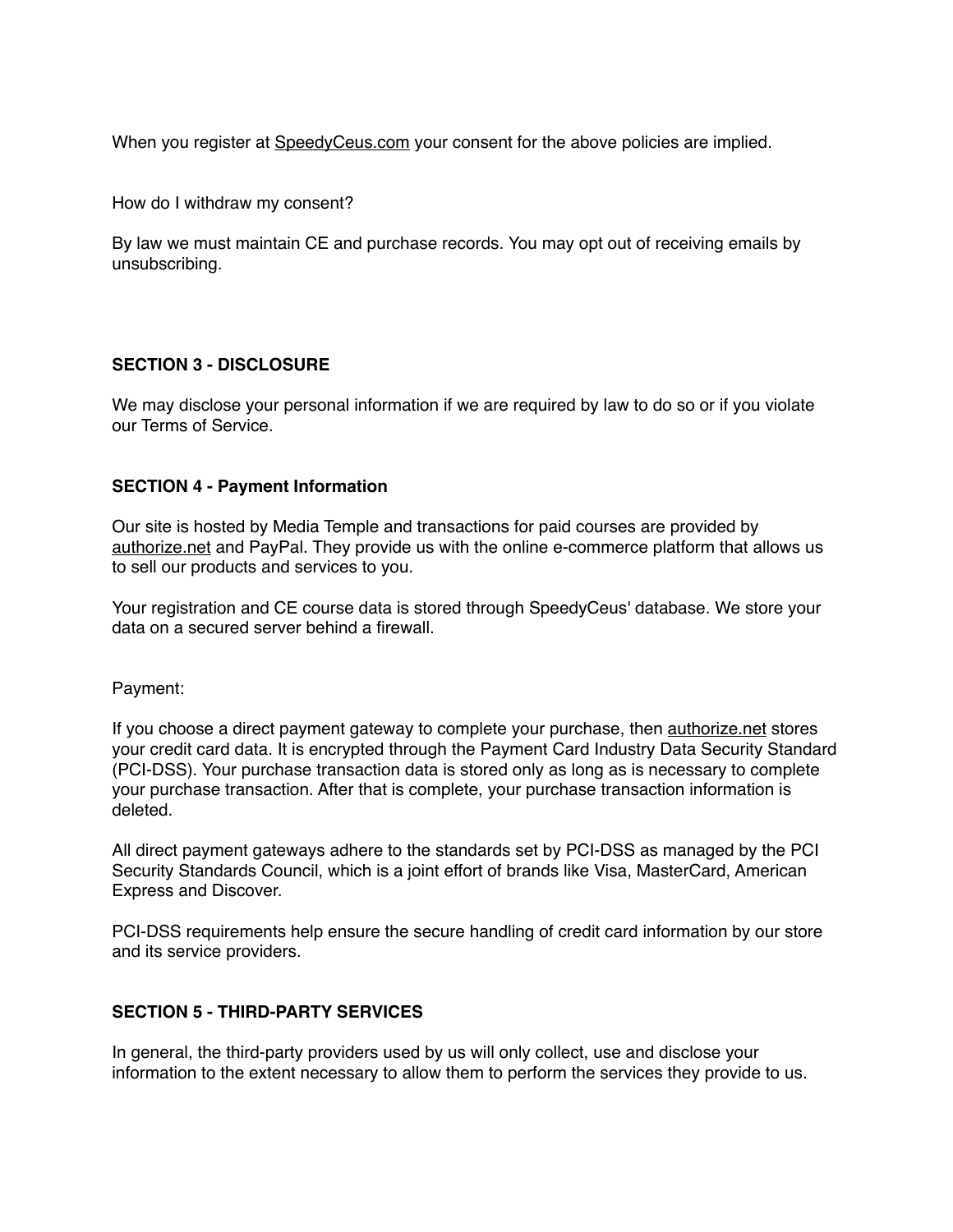When you register at SpeedyCeus.com your consent for the above policies are implied.

How do I withdraw my consent?

By law we must maintain CE and purchase records. You may opt out of receiving emails by unsubscribing.

**SECTION 3 - DISCLOSURE**

We may disclose your personal information if we are required by law to do so or if you violate our Terms of Service.

**SECTION 4 - Payment Information**

Our site is hosted by Media Temple and transactions for paid courses are provided by authorize.net and PayPal. They provide us with the online e-commerce platform that allows us to sell our products and services to you.

Your registration and CE course data is stored through SpeedyCeus' database. We store your data on a secured server behind a firewall.

Payment:

If you choose a direct payment gateway to complete your purchase, then authorize.net stores your credit card data. It is encrypted through the Payment Card Industry Data Security Standard (PCI-DSS). Your purchase transaction data is stored only as long as is necessary to complete your purchase transaction. After that is complete, your purchase transaction information is deleted.

All direct payment gateways adhere to the standards set by PCI-DSS as managed by the PCI Security Standards Council, which is a joint effort of brands like Visa, MasterCard, American Express and Discover.

PCI-DSS requirements help ensure the secure handling of credit card information by our store and its service providers.

**SECTION 5 - THIRD-PARTY SERVICES**

In general, the third-party providers used by us will only collect, use and disclose your information to the extent necessary to allow them to perform the services they provide to us.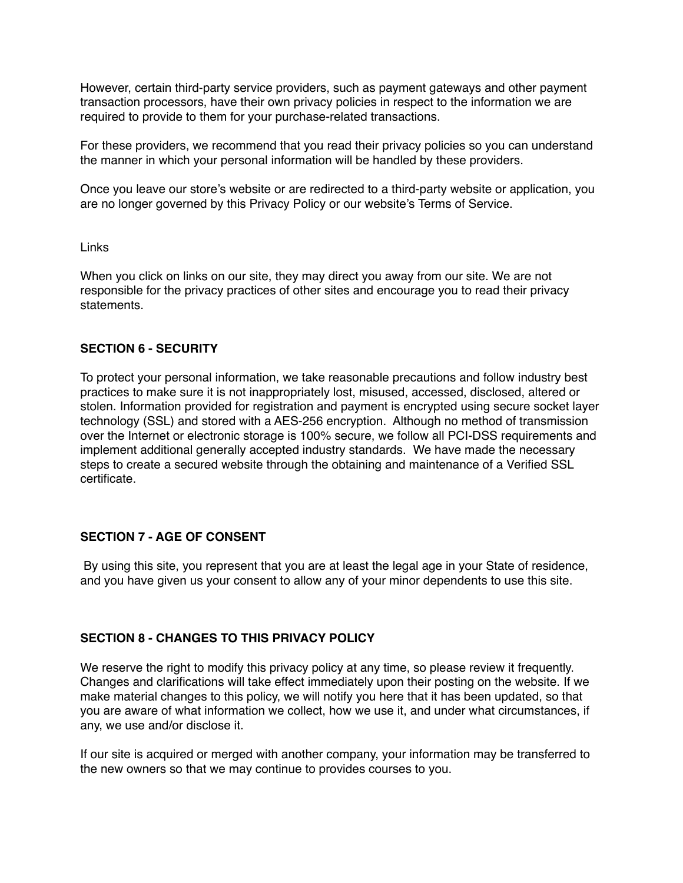However, certain third-party service providers, such as payment gateways and other payment transaction processors, have their own privacy policies in respect to the information we are required to provide to them for your purchase-related transactions.

For these providers, we recommend that you read their privacy policies so you can understand the manner in which your personal information will be handled by these providers.

Once you leave our store's website or are redirected to a third-party website or application, you are no longer governed by this Privacy Policy or our website's Terms of Service.

Links

When you click on links on our site, they may direct you away from our site. We are not responsible for the privacy practices of other sites and encourage you to read their privacy statements.

**SECTION 6 - SECURITY**

To protect your personal information, we take reasonable precautions and follow industry best practices to make sure it is not inappropriately lost, misused, accessed, disclosed, altered or stolen. Information provided for registration and payment is encrypted using secure socket layer technology (SSL) and stored with a AES-256 encryption. Although no method of transmission over the Internet or electronic storage is 100% secure, we follow all PCI-DSS requirements and implement additional generally accepted industry standards. We have made the necessary steps to create a secured website through the obtaining and maintenance of a Verified SSL certificate.

**SECTION 7 - AGE OF CONSENT**

By using this site, you represent that you are at least the legal age in your State of residence, and you have given us your consent to allow any of your minor dependents to use this site.

**SECTION 8 - CHANGES TO THIS PRIVACY POLICY**

We reserve the right to modify this privacy policy at any time, so please review it frequently. Changes and clarifications will take effect immediately upon their posting on the website. If we make material changes to this policy, we will notify you here that it has been updated, so that you are aware of what information we collect, how we use it, and under what circumstances, if any, we use and/or disclose it.

If our site is acquired or merged with another company, your information may be transferred to the new owners so that we may continue to provides courses to you.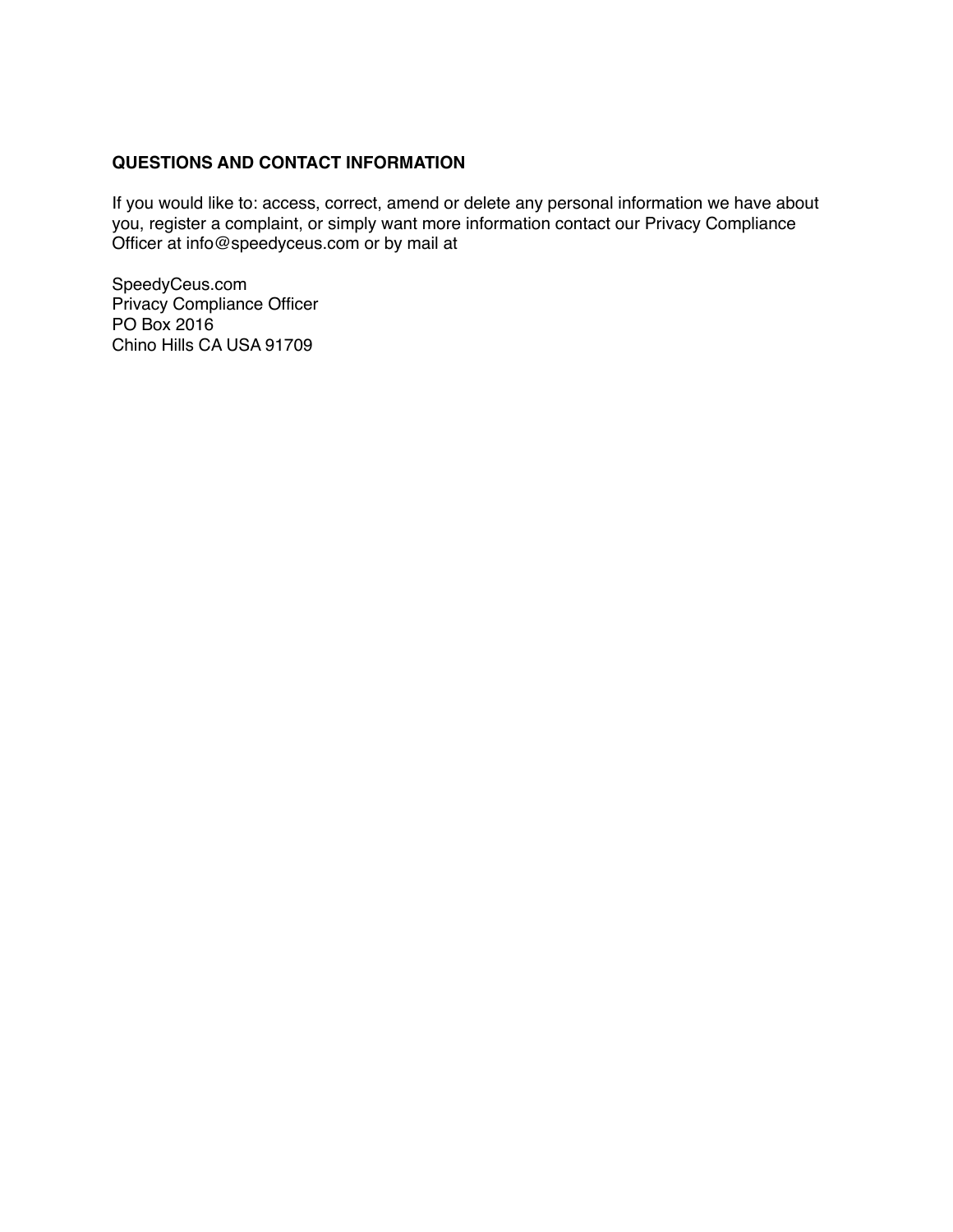## QUESTIONS AND CONTACT INFORMATION

If you would like to: access, correct, amend or delete any personal information we have about you, register a complaint, or simply want more information contact our Privacy Compliance Officer at info@speedyceus.com or by mail at

SpeedyCeus.com
Privacy Compliance Officer
PO Box 2016
Chino Hills CA USA 91709